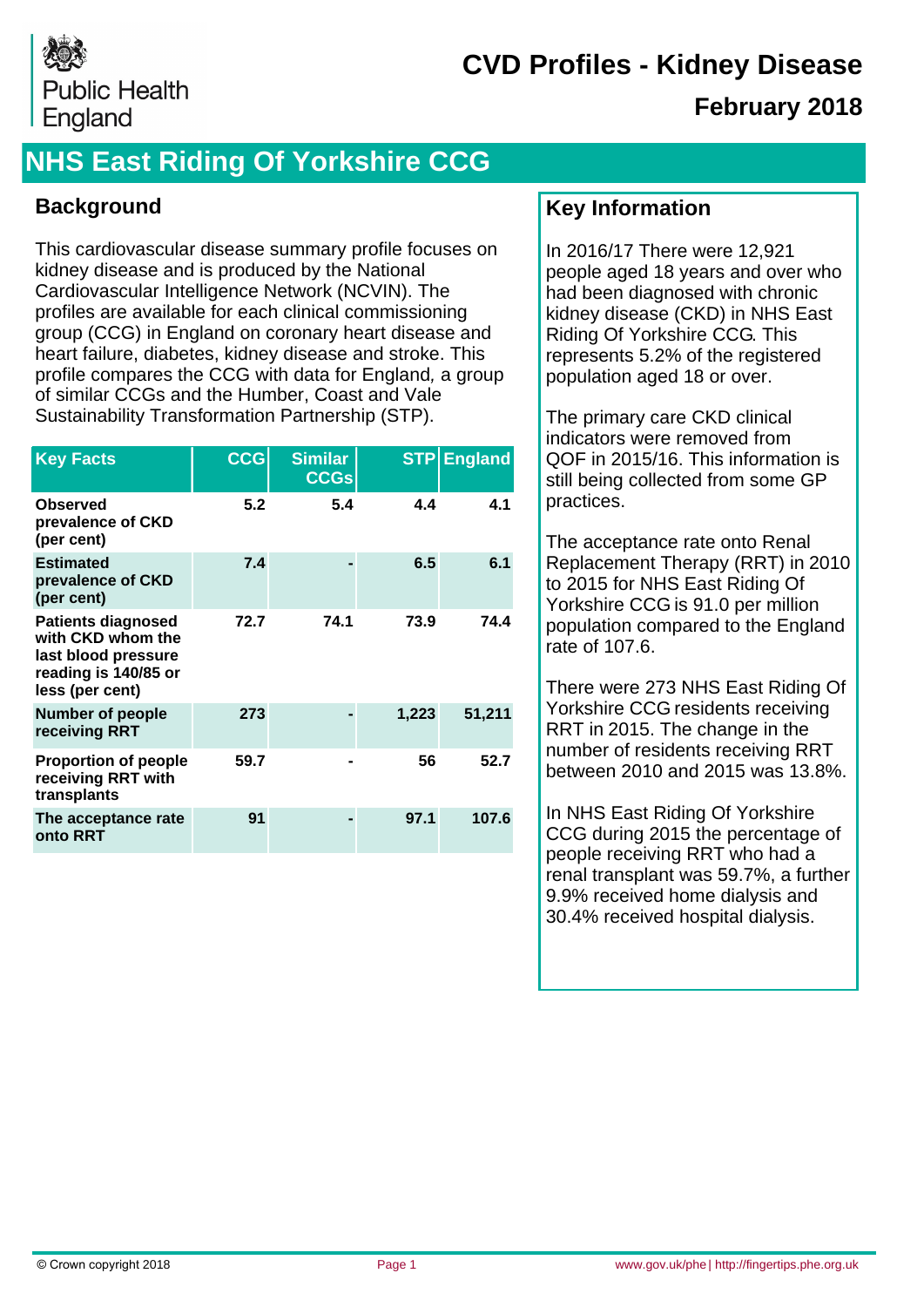Public Health England

# CVD Profiles - Kidney Disease

## February 2018

# NHS East Riding Of Yorkshire CCG

## Background

This cardiovascular disease summary profile focuses on kidney disease and is produced by the National Cardiovascular Intelligence Network (NCVIN). The profiles are available for each clinical commissioning group (CCG) in England on coronary heart disease and heart failure, diabetes, kidney disease and stroke. This profile compares the CCG with data for England, a group of similar CCGs and the Humber, Coast and Vale Sustainability Transformation Partnership (STP).

| Key Facts | CCG | Similar CCGs | STP | England |
|---|---|---|---|---|
| **Observed prevalence of CKD (per cent)** | 5.2 | 5.4 | 4.4 | 4.1 |
| **Estimated prevalence of CKD (per cent)** | 7.4 | - | 6.5 | 6.1 |
| **Patients diagnosed with CKD whom the last blood pressure reading is 140/85 or less (per cent)** | 72.7 | 74.1 | 73.9 | 74.4 |
| **Number of people receiving RRT** | 273 | - | 1,223 | 51,211 |
| **Proportion of people receiving RRT with transplants** | 59.7 | - | 56 | 52.7 |
| **The acceptance rate onto RRT** | 91 | - | 97.1 | 107.6 |

## Key Information

In 2016/17 There were 12,921 people aged 18 years and over who had been diagnosed with chronic kidney disease (CKD) in NHS East Riding Of Yorkshire CCG. This represents 5.2% of the registered population aged 18 or over.

The primary care CKD clinical indicators were removed from QOF in 2015/16. This information is still being collected from some GP practices.

The acceptance rate onto Renal Replacement Therapy (RRT) in 2010 to 2015 for NHS East Riding Of Yorkshire CCG is 91.0 per million population compared to the England rate of 107.6.

There were 273 NHS East Riding Of Yorkshire CCG residents receiving RRT in 2015. The change in the number of residents receiving RRT between 2010 and 2015 was 13.8%.

In NHS East Riding Of Yorkshire CCG during 2015 the percentage of people receiving RRT who had a renal transplant was 59.7%, a further 9.9% received home dialysis and 30.4% received hospital dialysis.

© Crown copyright 2018 | www.gov.uk/phe | http://fingertips.phe.org.uk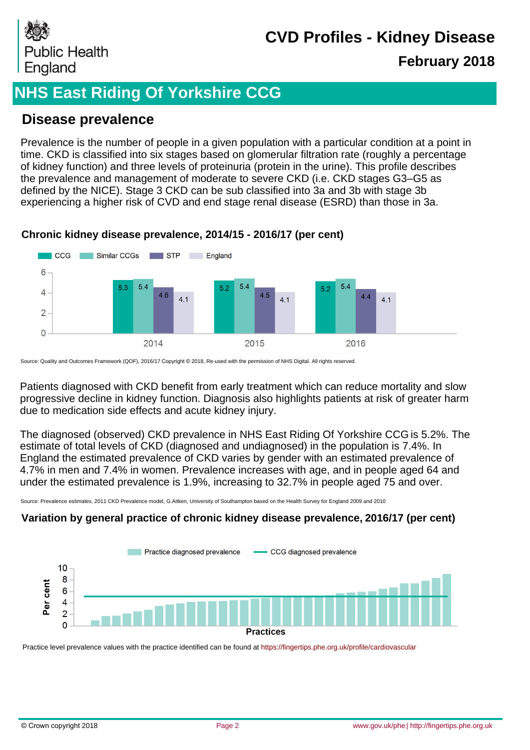# CVD Profiles - Kidney Disease

**February 2018**

## NHS East Riding Of Yorkshire CCG

### Disease prevalence

Prevalence is the number of people in a given population with a particular condition at a point in time. CKD is classified into six stages based on glomerular filtration rate (roughly a percentage of kidney function) and three levels of proteinuria (protein in the urine). This profile describes the prevalence and management of moderate to severe CKD (i.e. CKD stages G3–G5 as defined by the NICE). Stage 3 CKD can be sub classified into 3a and 3b with stage 3b experiencing a higher risk of CVD and end stage renal disease (ESRD) than those in 3a.

**Chronic kidney disease prevalence, 2014/15 - 2016/17 (per cent)**

| Year | CCG | Similar CCGs | STP | England |
|---|---|---|---|---|
| 2014 | 5.3 | 5.4 | 4.6 | 4.1 |
| 2015 | 5.2 | 5.4 | 4.5 | 4.1 |
| 2016 | 5.2 | 5.4 | 4.4 | 4.1 |

Source: Quality and Outcomes Framework (QOF), 2016/17 Copyright © 2018, Re-used with the permission of NHS Digital. All rights reserved.

Patients diagnosed with CKD benefit from early treatment which can reduce mortality and slow progressive decline in kidney function. Diagnosis also highlights patients at risk of greater harm due to medication side effects and acute kidney injury.

The diagnosed (observed) CKD prevalence in NHS East Riding Of Yorkshire CCG is 5.2%. The estimate of total levels of CKD (diagnosed and undiagnosed) in the population is 7.4%. In England the estimated prevalence of CKD varies by gender with an estimated prevalence of 4.7% in men and 7.4% in women. Prevalence increases with age, and in people aged 64 and under the estimated prevalence is 1.9%, increasing to 32.7% in people aged 75 and over.

Source: Prevalence estimates, 2011 CKD Prevalence model, G.Aitken, University of Southampton based on the Health Survey for England 2009 and 2010

**Variation by general practice of chronic kidney disease prevalence, 2016/17 (per cent)**

Legend: Practice diagnosed prevalence; CCG diagnosed prevalence

Y-axis: Per cent (0–10); X-axis: Practices

Practice level prevalence values with the practice identified can be found at https://fingertips.phe.org.uk/profile/cardiovascular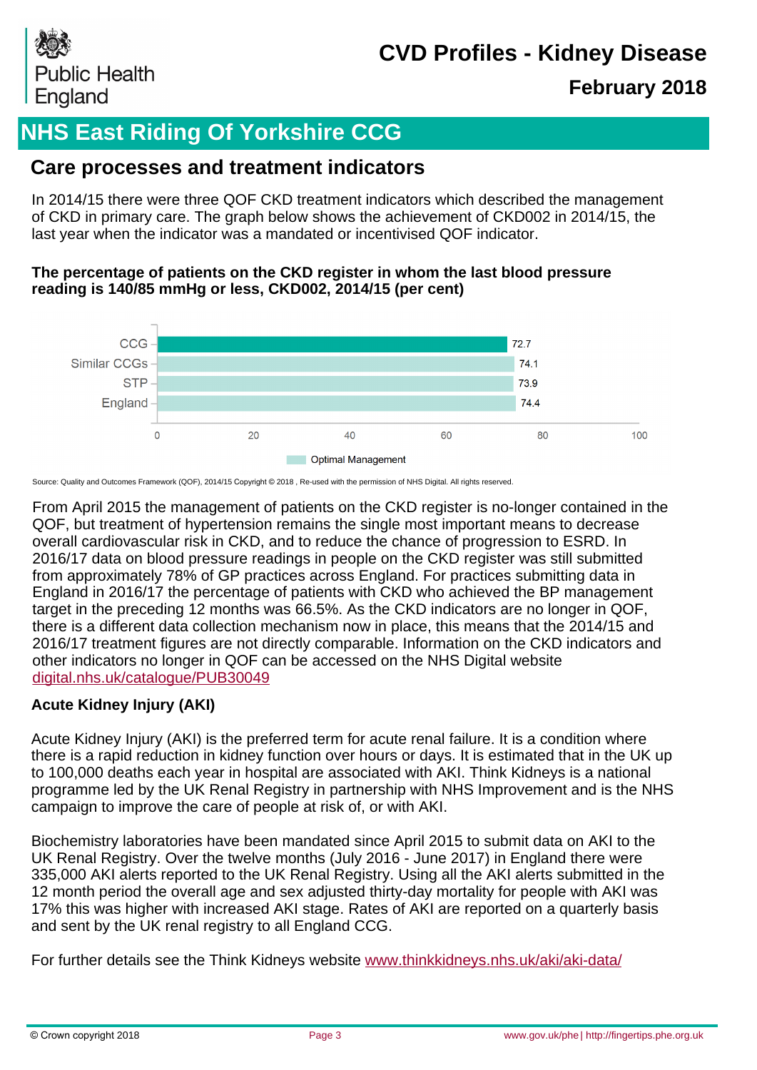# CVD Profiles - Kidney Disease

## February 2018

## NHS East Riding Of Yorkshire CCG

## Care processes and treatment indicators

In 2014/15 there were three QOF CKD treatment indicators which described the management of CKD in primary care. The graph below shows the achievement of CKD002 in 2014/15, the last year when the indicator was a mandated or incentivised QOF indicator.

**The percentage of patients on the CKD register in whom the last blood pressure reading is 140/85 mmHg or less, CKD002, 2014/15 (per cent)**

| | Optimal Management |
|---|---|
| CCG | 72.7 |
| Similar CCGs | 74.1 |
| STP | 73.9 |
| England | 74.4 |

Source: Quality and Outcomes Framework (QOF), 2014/15 Copyright © 2018 , Re-used with the permission of NHS Digital. All rights reserved.

From April 2015 the management of patients on the CKD register is no-longer contained in the QOF, but treatment of hypertension remains the single most important means to decrease overall cardiovascular risk in CKD, and to reduce the chance of progression to ESRD. In 2016/17 data on blood pressure readings in people on the CKD register was still submitted from approximately 78% of GP practices across England. For practices submitting data in England in 2016/17 the percentage of patients with CKD who achieved the BP management target in the preceding 12 months was 66.5%. As the CKD indicators are no longer in QOF, there is a different data collection mechanism now in place, this means that the 2014/15 and 2016/17 treatment figures are not directly comparable. Information on the CKD indicators and other indicators no longer in QOF can be accessed on the NHS Digital website digital.nhs.uk/catalogue/PUB30049

### Acute Kidney Injury (AKI)

Acute Kidney Injury (AKI) is the preferred term for acute renal failure. It is a condition where there is a rapid reduction in kidney function over hours or days. It is estimated that in the UK up to 100,000 deaths each year in hospital are associated with AKI. Think Kidneys is a national programme led by the UK Renal Registry in partnership with NHS Improvement and is the NHS campaign to improve the care of people at risk of, or with AKI.

Biochemistry laboratories have been mandated since April 2015 to submit data on AKI to the UK Renal Registry. Over the twelve months (July 2016 - June 2017) in England there were 335,000 AKI alerts reported to the UK Renal Registry. Using all the AKI alerts submitted in the 12 month period the overall age and sex adjusted thirty-day mortality for people with AKI was 17% this was higher with increased AKI stage. Rates of AKI are reported on a quarterly basis and sent by the UK renal registry to all England CCG.

For further details see the Think Kidneys website www.thinkkidneys.nhs.uk/aki/aki-data/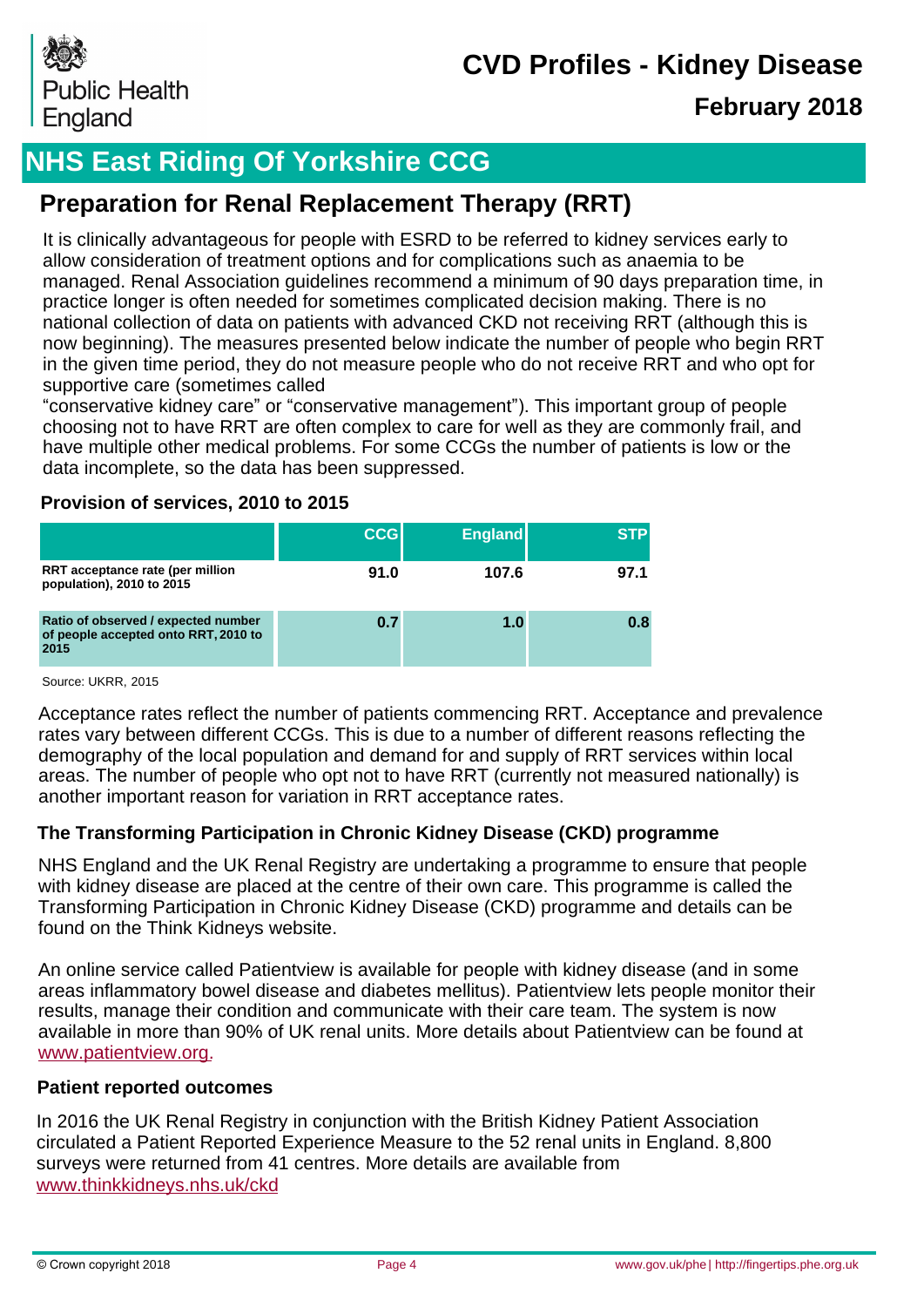# NHS East Riding Of Yorkshire CCG

## Preparation for Renal Replacement Therapy (RRT)

It is clinically advantageous for people with ESRD to be referred to kidney services early to allow consideration of treatment options and for complications such as anaemia to be managed. Renal Association guidelines recommend a minimum of 90 days preparation time, in practice longer is often needed for sometimes complicated decision making. There is no national collection of data on patients with advanced CKD not receiving RRT (although this is now beginning). The measures presented below indicate the number of people who begin RRT in the given time period, they do not measure people who do not receive RRT and who opt for supportive care (sometimes called "conservative kidney care" or "conservative management"). This important group of people choosing not to have RRT are often complex to care for well as they are commonly frail, and have multiple other medical problems. For some CCGs the number of patients is low or the data incomplete, so the data has been suppressed.

### Provision of services, 2010 to 2015

| | CCG | England | STP |
|---|---|---|---|
| **RRT acceptance rate (per million population), 2010 to 2015** | **91.0** | **107.6** | **97.1** |
| **Ratio of observed / expected number of people accepted onto RRT, 2010 to 2015** | **0.7** | **1.0** | **0.8** |

Source: UKRR, 2015

Acceptance rates reflect the number of patients commencing RRT. Acceptance and prevalence rates vary between different CCGs. This is due to a number of different reasons reflecting the demography of the local population and demand for and supply of RRT services within local areas. The number of people who opt not to have RRT (currently not measured nationally) is another important reason for variation in RRT acceptance rates.

### The Transforming Participation in Chronic Kidney Disease (CKD) programme

NHS England and the UK Renal Registry are undertaking a programme to ensure that people with kidney disease are placed at the centre of their own care. This programme is called the Transforming Participation in Chronic Kidney Disease (CKD) programme and details can be found on the Think Kidneys website.

An online service called Patientview is available for people with kidney disease (and in some areas inflammatory bowel disease and diabetes mellitus). Patientview lets people monitor their results, manage their condition and communicate with their care team. The system is now available in more than 90% of UK renal units. More details about Patientview can be found at www.patientview.org.

### Patient reported outcomes

In 2016 the UK Renal Registry in conjunction with the British Kidney Patient Association circulated a Patient Reported Experience Measure to the 52 renal units in England. 8,800 surveys were returned from 41 centres. More details are available from www.thinkkidneys.nhs.uk/ckd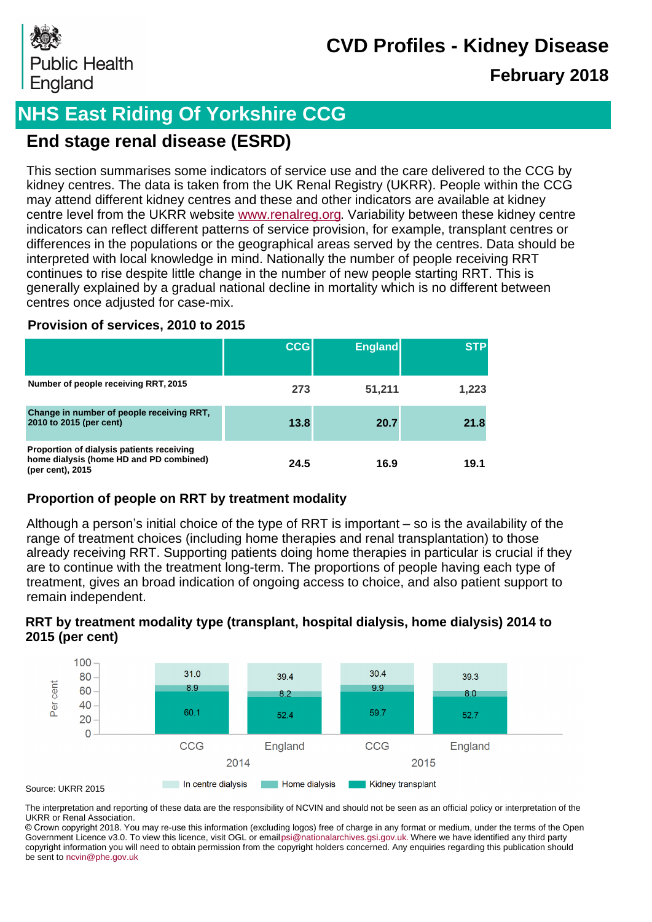# CVD Profiles - Kidney Disease

## February 2018

## NHS East Riding Of Yorkshire CCG

## End stage renal disease (ESRD)

This section summarises some indicators of service use and the care delivered to the CCG by kidney centres. The data is taken from the UK Renal Registry (UKRR). People within the CCG may attend different kidney centres and these and other indicators are available at kidney centre level from the UKRR website www.renalreg.org. Variability between these kidney centre indicators can reflect different patterns of service provision, for example, transplant centres or differences in the populations or the geographical areas served by the centres. Data should be interpreted with local knowledge in mind. Nationally the number of people receiving RRT continues to rise despite little change in the number of new people starting RRT. This is generally explained by a gradual national decline in mortality which is no different between centres once adjusted for case-mix.

### Provision of services, 2010 to 2015

| | CCG | England | STP |
|---|---|---|---|
| **Number of people receiving RRT, 2015** | 273 | 51,211 | 1,223 |
| **Change in number of people receiving RRT, 2010 to 2015 (per cent)** | 13.8 | 20.7 | 21.8 |
| **Proportion of dialysis patients receiving home dialysis (home HD and PD combined) (per cent), 2015** | 24.5 | 16.9 | 19.1 |

### Proportion of people on RRT by treatment modality

Although a person's initial choice of the type of RRT is important – so is the availability of the range of treatment choices (including home therapies and renal transplantation) to those already receiving RRT. Supporting patients doing home therapies in particular is crucial if they are to continue with the treatment long-term. The proportions of people having each type of treatment, gives an broad indication of ongoing access to choice, and also patient support to remain independent.

### RRT by treatment modality type (transplant, hospital dialysis, home dialysis) 2014 to 2015 (per cent)

Per cent
100
80
60
40
20
0

2014: CCG — 31.0, 8.9, 60.1; England — 39.4, 8.2, 52.4
2015: CCG — 30.4, 9.9, 59.7; England — 39.3, 8.0, 52.7

In centre dialysis
Home dialysis
Kidney transplant

Source: UKRR 2015

The interpretation and reporting of these data are the responsibility of NCVIN and should not be seen as an official policy or interpretation of the UKRR or Renal Association.

© Crown copyright 2018. You may re-use this information (excluding logos) free of charge in any format or medium, under the terms of the Open Government Licence v3.0. To view this licence, visit OGL or email psi@nationalarchives.gsi.gov.uk. Where we have identified any third party copyright information you will need to obtain permission from the copyright holders concerned. Any enquiries regarding this publication should be sent to ncvin@phe.gov.uk